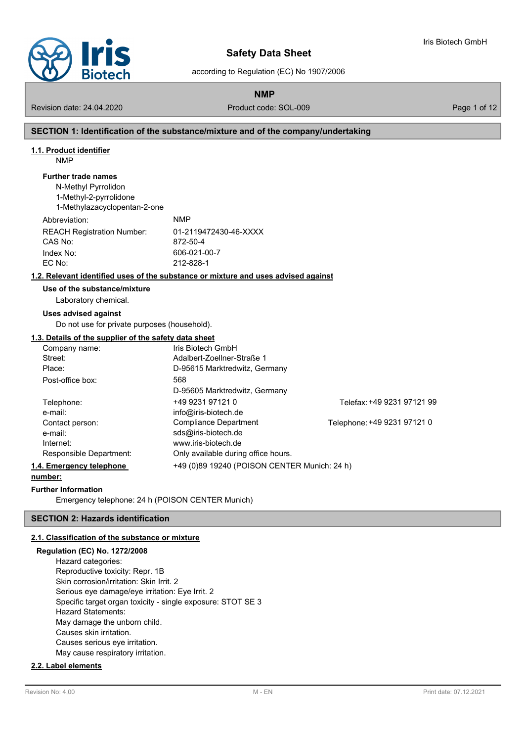# Safety Data Sheet

according to Regulation (EC) No 1907/2006

**NMP**

Revision date: 24.04.2020 | Product code: SOL-009

## SECTION 1: Identification of the substance/mixture and of the company/undertaking

### 1.1. Product identifier

NMP

**Further trade names**

N-Methyl Pyrrolidon
1-Methyl-2-pyrrolidone
1-Methylazacyclopentan-2-one

| | |
|---|---|
| Abbreviation: | NMP |
| REACH Registration Number: | 01-2119472430-46-XXXX |
| CAS No: | 872-50-4 |
| Index No: | 606-021-00-7 |
| EC No: | 212-828-1 |

### 1.2. Relevant identified uses of the substance or mixture and uses advised against

**Use of the substance/mixture**

Laboratory chemical.

**Uses advised against**

Do not use for private purposes (household).

### 1.3. Details of the supplier of the safety data sheet

| | | |
|---|---|---|
| Company name: | Iris Biotech GmbH | |
| Street: | Adalbert-Zoellner-Straße 1 | |
| Place: | D-95615 Marktredwitz, Germany | |
| Post-office box: | 568<br>D-95605 Marktredwitz, Germany | |
| Telephone: | +49 9231 97121 0 | Telefax: +49 9231 97121 99 |
| e-mail: | info@iris-biotech.de | |
| Contact person: | Compliance Department | Telephone: +49 9231 97121 0 |
| e-mail: | sds@iris-biotech.de | |
| Internet: | www.iris-biotech.de | |
| Responsible Department: | Only available during office hours. | |

### 1.4. Emergency telephone number:

+49 (0)89 19240 (POISON CENTER Munich: 24 h)

**Further Information**

Emergency telephone: 24 h (POISON CENTER Munich)

## SECTION 2: Hazards identification

### 2.1. Classification of the substance or mixture

**Regulation (EC) No. 1272/2008**

Hazard categories:
Reproductive toxicity: Repr. 1B
Skin corrosion/irritation: Skin Irrit. 2
Serious eye damage/eye irritation: Eye Irrit. 2
Specific target organ toxicity - single exposure: STOT SE 3
Hazard Statements:
May damage the unborn child.
Causes skin irritation.
Causes serious eye irritation.
May cause respiratory irritation.

### 2.2. Label elements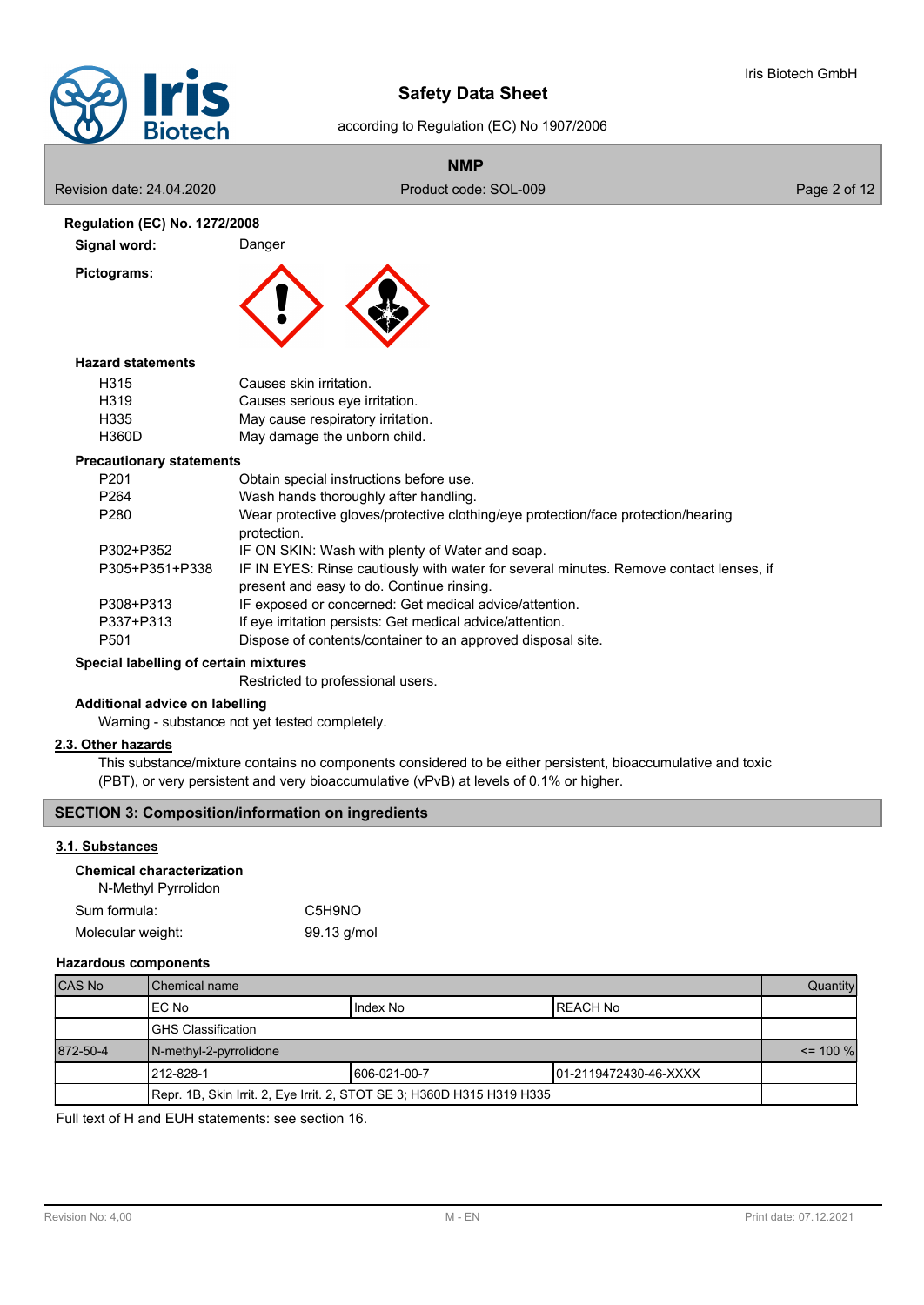**Regulation (EC) No. 1272/2008**

**Signal word:** Danger

**Pictograms:**

**Hazard statements**

| | |
|---|---|
| H315 | Causes skin irritation. |
| H319 | Causes serious eye irritation. |
| H335 | May cause respiratory irritation. |
| H360D | May damage the unborn child. |

**Precautionary statements**

| | |
|---|---|
| P201 | Obtain special instructions before use. |
| P264 | Wash hands thoroughly after handling. |
| P280 | Wear protective gloves/protective clothing/eye protection/face protection/hearing protection. |
| P302+P352 | IF ON SKIN: Wash with plenty of Water and soap. |
| P305+P351+P338 | IF IN EYES: Rinse cautiously with water for several minutes. Remove contact lenses, if present and easy to do. Continue rinsing. |
| P308+P313 | IF exposed or concerned: Get medical advice/attention. |
| P337+P313 | If eye irritation persists: Get medical advice/attention. |
| P501 | Dispose of contents/container to an approved disposal site. |

**Special labelling of certain mixtures**

Restricted to professional users.

**Additional advice on labelling**

Warning - substance not yet tested completely.

## 2.3. Other hazards

This substance/mixture contains no components considered to be either persistent, bioaccumulative and toxic (PBT), or very persistent and very bioaccumulative (vPvB) at levels of 0.1% or higher.

## SECTION 3: Composition/information on ingredients

### 3.1. Substances

**Chemical characterization**

N-Methyl Pyrrolidon

Sum formula: $C_5H_9NO$

Molecular weight: 99.13 g/mol

**Hazardous components**

| CAS No | Chemical name | | | Quantity |
|---|---|---|---|---|
| | EC No | Index No | REACH No | |
| | GHS Classification | | | |
| 872-50-4 | N-methyl-2-pyrrolidone | | | <= 100 % |
| | 212-828-1 | 606-021-00-7 | 01-2119472430-46-XXXX | |
| | Repr. 1B, Skin Irrit. 2, Eye Irrit. 2, STOT SE 3; H360D H315 H319 H335 | | | |

Full text of H and EUH statements: see section 16.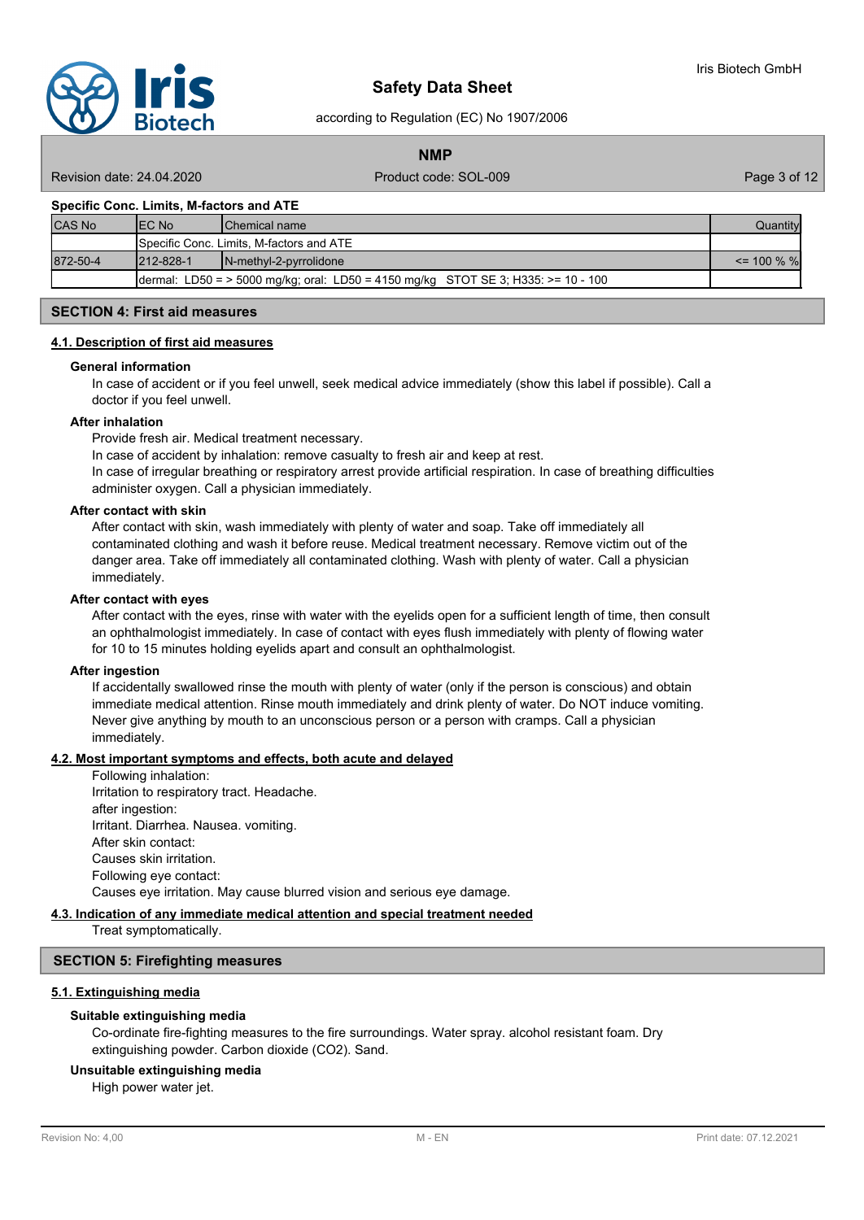**Specific Conc. Limits, M-factors and ATE**

| CAS No | EC No | Chemical name | Quantity |
|---|---|---|---|
| | Specific Conc. Limits, M-factors and ATE | | |
| 872-50-4 | 212-828-1 | N-methyl-2-pyrrolidone | <= 100 % % |
| | dermal: LD50 = > 5000 mg/kg; oral: LD50 = 4150 mg/kg STOT SE 3; H335: >= 10 - 100 | | |

## SECTION 4: First aid measures

### 4.1. Description of first aid measures

**General information**

In case of accident or if you feel unwell, seek medical advice immediately (show this label if possible). Call a doctor if you feel unwell.

**After inhalation**

Provide fresh air. Medical treatment necessary.
In case of accident by inhalation: remove casualty to fresh air and keep at rest.
In case of irregular breathing or respiratory arrest provide artificial respiration. In case of breathing difficulties administer oxygen. Call a physician immediately.

**After contact with skin**

After contact with skin, wash immediately with plenty of water and soap. Take off immediately all contaminated clothing and wash it before reuse. Medical treatment necessary. Remove victim out of the danger area. Take off immediately all contaminated clothing. Wash with plenty of water. Call a physician immediately.

**After contact with eyes**

After contact with the eyes, rinse with water with the eyelids open for a sufficient length of time, then consult an ophthalmologist immediately. In case of contact with eyes flush immediately with plenty of flowing water for 10 to 15 minutes holding eyelids apart and consult an ophthalmologist.

**After ingestion**

If accidentally swallowed rinse the mouth with plenty of water (only if the person is conscious) and obtain immediate medical attention. Rinse mouth immediately and drink plenty of water. Do NOT induce vomiting. Never give anything by mouth to an unconscious person or a person with cramps. Call a physician immediately.

### 4.2. Most important symptoms and effects, both acute and delayed

Following inhalation:
Irritation to respiratory tract. Headache.
after ingestion:
Irritant. Diarrhea. Nausea. vomiting.
After skin contact:
Causes skin irritation.
Following eye contact:
Causes eye irritation. May cause blurred vision and serious eye damage.

### 4.3. Indication of any immediate medical attention and special treatment needed

Treat symptomatically.

## SECTION 5: Firefighting measures

### 5.1. Extinguishing media

**Suitable extinguishing media**

Co-ordinate fire-fighting measures to the fire surroundings. Water spray. alcohol resistant foam. Dry extinguishing powder. Carbon dioxide ($CO_2$). Sand.

**Unsuitable extinguishing media**

High power water jet.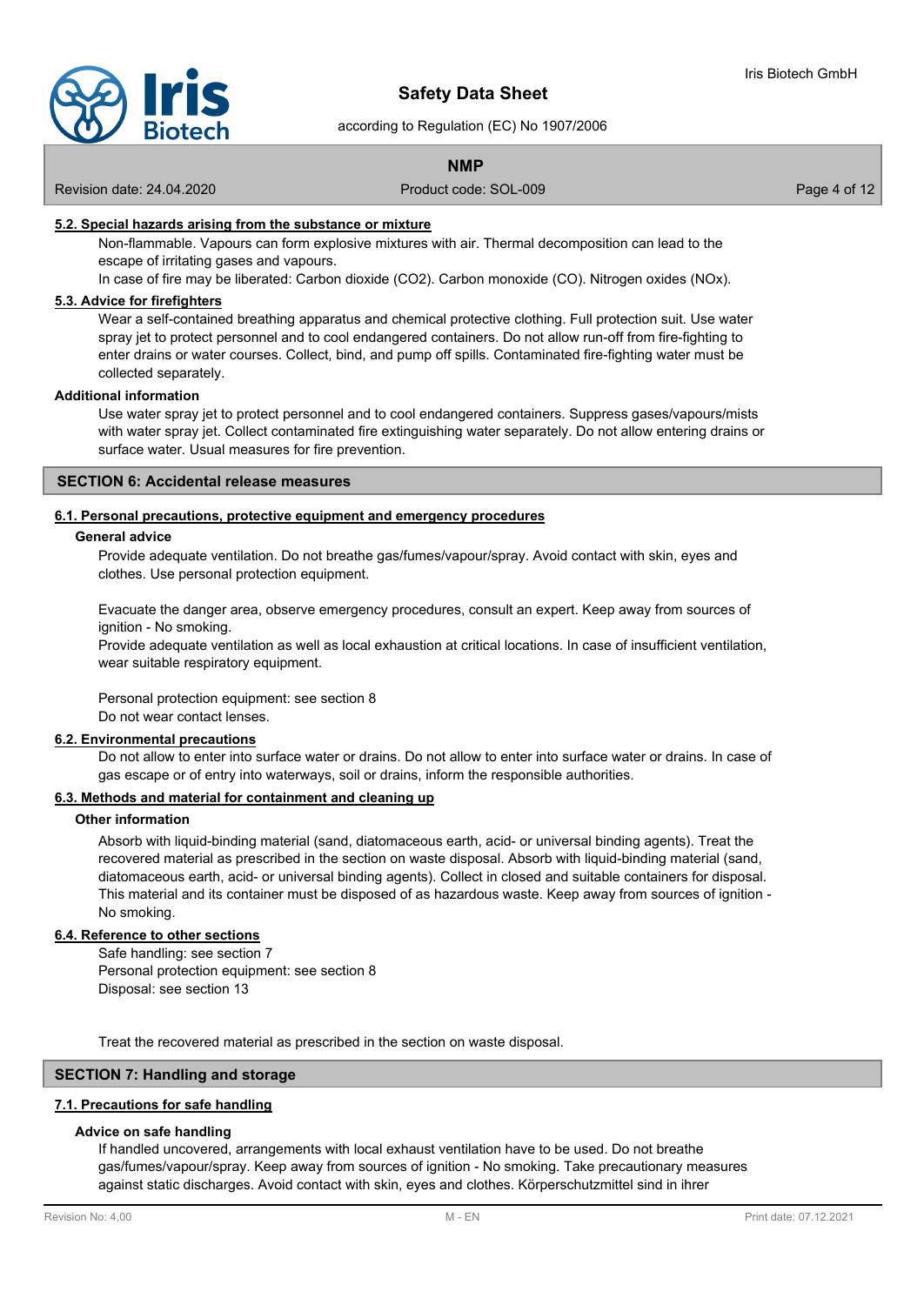#### 5.2. Special hazards arising from the substance or mixture

Non-flammable. Vapours can form explosive mixtures with air. Thermal decomposition can lead to the escape of irritating gases and vapours.

In case of fire may be liberated: Carbon dioxide ($CO_2$). Carbon monoxide (CO). Nitrogen oxides ($NO_x$).

#### 5.3. Advice for firefighters

Wear a self-contained breathing apparatus and chemical protective clothing. Full protection suit. Use water spray jet to protect personnel and to cool endangered containers. Do not allow run-off from fire-fighting to enter drains or water courses. Collect, bind, and pump off spills. Contaminated fire-fighting water must be collected separately.

**Additional information**

Use water spray jet to protect personnel and to cool endangered containers. Suppress gases/vapours/mists with water spray jet. Collect contaminated fire extinguishing water separately. Do not allow entering drains or surface water. Usual measures for fire prevention.

## SECTION 6: Accidental release measures

#### 6.1. Personal precautions, protective equipment and emergency procedures

**General advice**

Provide adequate ventilation. Do not breathe gas/fumes/vapour/spray. Avoid contact with skin, eyes and clothes. Use personal protection equipment.

Evacuate the danger area, observe emergency procedures, consult an expert. Keep away from sources of ignition - No smoking.

Provide adequate ventilation as well as local exhaustion at critical locations. In case of insufficient ventilation, wear suitable respiratory equipment.

Personal protection equipment: see section 8

Do not wear contact lenses.

#### 6.2. Environmental precautions

Do not allow to enter into surface water or drains. Do not allow to enter into surface water or drains. In case of gas escape or of entry into waterways, soil or drains, inform the responsible authorities.

#### 6.3. Methods and material for containment and cleaning up

**Other information**

Absorb with liquid-binding material (sand, diatomaceous earth, acid- or universal binding agents). Treat the recovered material as prescribed in the section on waste disposal. Absorb with liquid-binding material (sand, diatomaceous earth, acid- or universal binding agents). Collect in closed and suitable containers for disposal. This material and its container must be disposed of as hazardous waste. Keep away from sources of ignition - No smoking.

#### 6.4. Reference to other sections

Safe handling: see section 7

Personal protection equipment: see section 8

Disposal: see section 13

Treat the recovered material as prescribed in the section on waste disposal.

## SECTION 7: Handling and storage

#### 7.1. Precautions for safe handling

**Advice on safe handling**

If handled uncovered, arrangements with local exhaust ventilation have to be used. Do not breathe gas/fumes/vapour/spray. Keep away from sources of ignition - No smoking. Take precautionary measures against static discharges. Avoid contact with skin, eyes and clothes. Körperschutzmittel sind in ihrer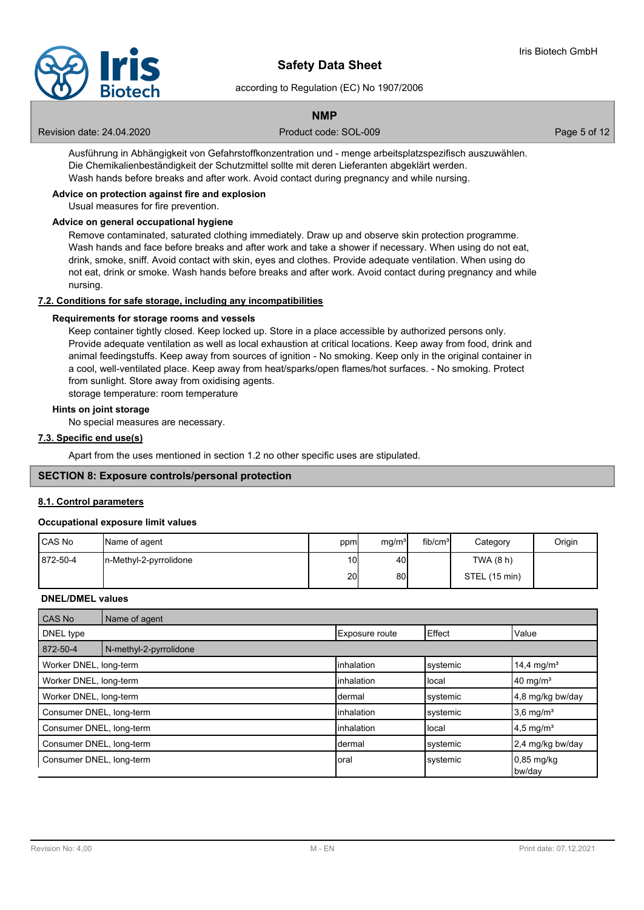Ausführung in Abhängigkeit von Gefahrstoffkonzentration und - menge arbeitsplatzspezifisch auszuwählen. Die Chemikalienbeständigkeit der Schutzmittel sollte mit deren Lieferanten abgeklärt werden. Wash hands before breaks and after work. Avoid contact during pregnancy and while nursing.

**Advice on protection against fire and explosion**

Usual measures for fire prevention.

**Advice on general occupational hygiene**

Remove contaminated, saturated clothing immediately. Draw up and observe skin protection programme. Wash hands and face before breaks and after work and take a shower if necessary. When using do not eat, drink, smoke, sniff. Avoid contact with skin, eyes and clothes. Provide adequate ventilation. When using do not eat, drink or smoke. Wash hands before breaks and after work. Avoid contact during pregnancy and while nursing.

### 7.2. Conditions for safe storage, including any incompatibilities

**Requirements for storage rooms and vessels**

Keep container tightly closed. Keep locked up. Store in a place accessible by authorized persons only. Provide adequate ventilation as well as local exhaustion at critical locations. Keep away from food, drink and animal feedingstuffs. Keep away from sources of ignition - No smoking. Keep only in the original container in a cool, well-ventilated place. Keep away from heat/sparks/open flames/hot surfaces. - No smoking. Protect from sunlight. Store away from oxidising agents.
storage temperature: room temperature

**Hints on joint storage**

No special measures are necessary.

### 7.3. Specific end use(s)

Apart from the uses mentioned in section 1.2 no other specific uses are stipulated.

## SECTION 8: Exposure controls/personal protection

### 8.1. Control parameters

**Occupational exposure limit values**

| CAS No | Name of agent | ppm | mg/m³ | fib/cm³ | Category | Origin |
|---|---|---|---|---|---|---|
| 872-50-4 | n-Methyl-2-pyrrolidone | 10 | 40 | | TWA (8 h) | |
| | | 20 | 80 | | STEL (15 min) | |

**DNEL/DMEL values**

| CAS No | Name of agent | | | |
|---|---|---|---|---|
| DNEL type | | Exposure route | Effect | Value |
| 872-50-4 | N-methyl-2-pyrrolidone | | | |
| Worker DNEL, long-term | | inhalation | systemic | 14,4 mg/m³ |
| Worker DNEL, long-term | | inhalation | local | 40 mg/m³ |
| Worker DNEL, long-term | | dermal | systemic | 4,8 mg/kg bw/day |
| Consumer DNEL, long-term | | inhalation | systemic | 3,6 mg/m³ |
| Consumer DNEL, long-term | | inhalation | local | 4,5 mg/m³ |
| Consumer DNEL, long-term | | dermal | systemic | 2,4 mg/kg bw/day |
| Consumer DNEL, long-term | | oral | systemic | 0,85 mg/kg bw/day |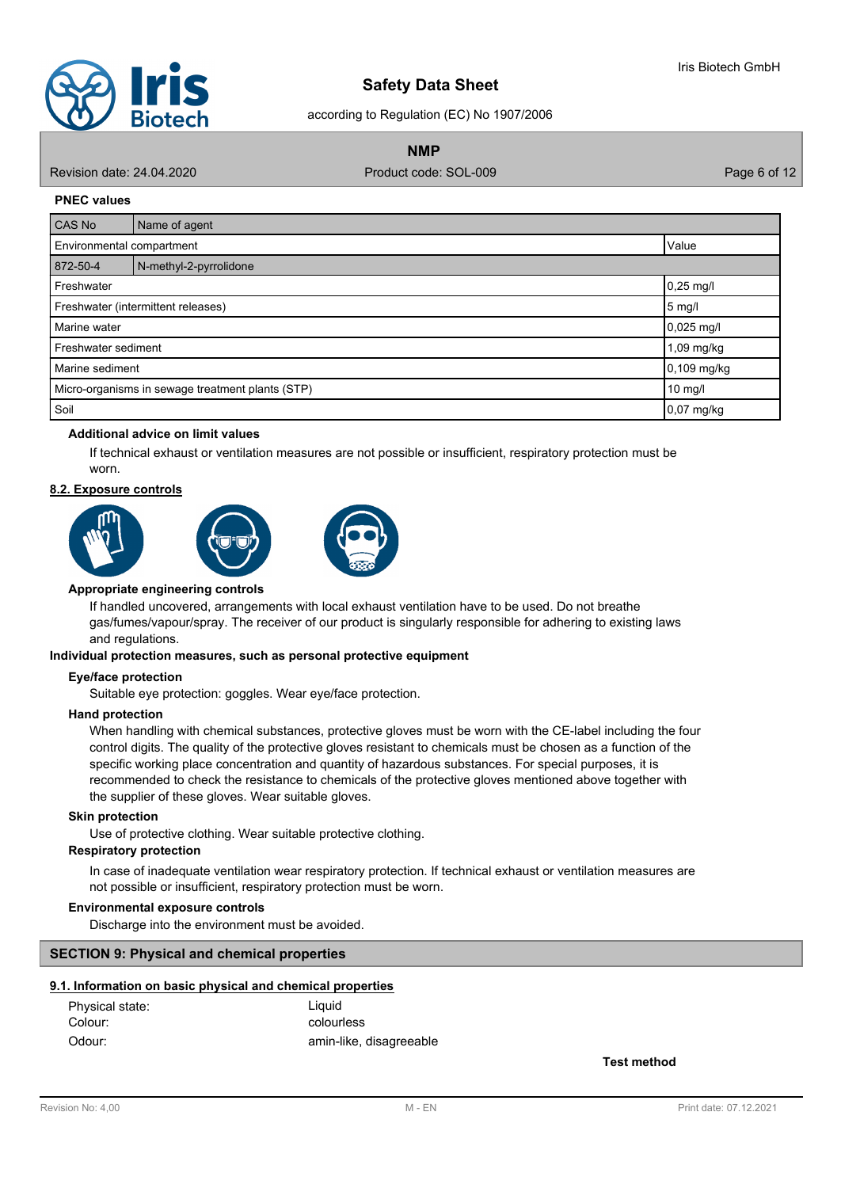**PNEC values**

| CAS No | Name of agent | Value |
|---|---|---|
| Environmental compartment | | Value |
| 872-50-4 | N-methyl-2-pyrrolidone | |
| Freshwater | | 0,25 mg/l |
| Freshwater (intermittent releases) | | 5 mg/l |
| Marine water | | 0,025 mg/l |
| Freshwater sediment | | 1,09 mg/kg |
| Marine sediment | | 0,109 mg/kg |
| Micro-organisms in sewage treatment plants (STP) | | 10 mg/l |
| Soil | | 0,07 mg/kg |

**Additional advice on limit values**

If technical exhaust or ventilation measures are not possible or insufficient, respiratory protection must be worn.

## 8.2. Exposure controls

**Appropriate engineering controls**

If handled uncovered, arrangements with local exhaust ventilation have to be used. Do not breathe gas/fumes/vapour/spray. The receiver of our product is singularly responsible for adhering to existing laws and regulations.

**Individual protection measures, such as personal protective equipment**

**Eye/face protection**

Suitable eye protection: goggles. Wear eye/face protection.

**Hand protection**

When handling with chemical substances, protective gloves must be worn with the CE-label including the four control digits. The quality of the protective gloves resistant to chemicals must be chosen as a function of the specific working place concentration and quantity of hazardous substances. For special purposes, it is recommended to check the resistance to chemicals of the protective gloves mentioned above together with the supplier of these gloves. Wear suitable gloves.

**Skin protection**

Use of protective clothing. Wear suitable protective clothing.

**Respiratory protection**

In case of inadequate ventilation wear respiratory protection. If technical exhaust or ventilation measures are not possible or insufficient, respiratory protection must be worn.

**Environmental exposure controls**

Discharge into the environment must be avoided.

## SECTION 9: Physical and chemical properties

### 9.1. Information on basic physical and chemical properties

| | | |
|---|---|---|
| Physical state: | Liquid | |
| Colour: | colourless | |
| Odour: | amin-like, disagreeable | |
| | | **Test method** |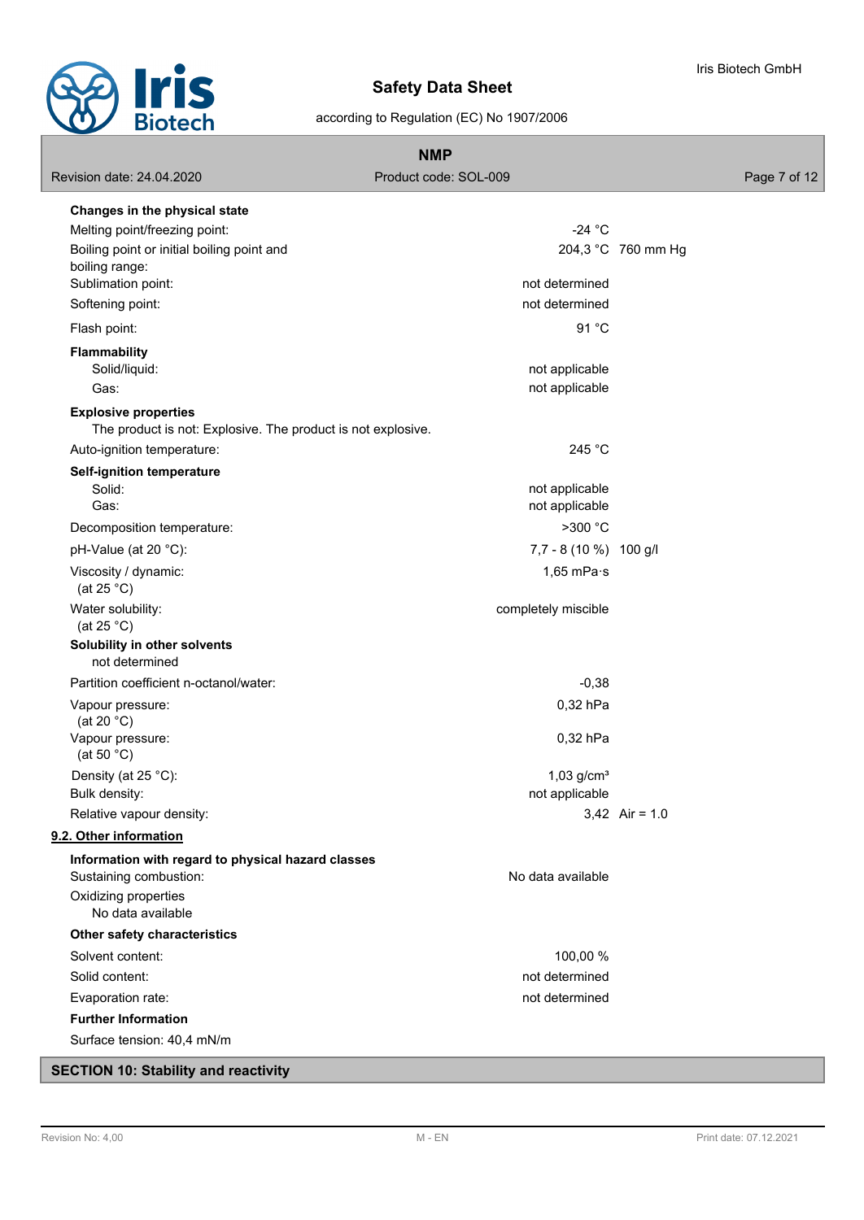**Changes in the physical state**

| | | |
|---|---|---|
| Melting point/freezing point: | -24 °C | |
| Boiling point or initial boiling point and boiling range: | 204,3 °C | 760 mm Hg |
| Sublimation point: | not determined | |
| Softening point: | not determined | |
| Flash point: | 91 °C | |

**Flammability**

| | |
|---|---|
| Solid/liquid: | not applicable |
| Gas: | not applicable |

**Explosive properties**

The product is not: Explosive. The product is not explosive.

| | |
|---|---|
| Auto-ignition temperature: | 245 °C |

**Self-ignition temperature**

| | | |
|---|---|---|
| Solid: | not applicable | |
| Gas: | not applicable | |
| Decomposition temperature: | >300 °C | |
| pH-Value (at 20 °C): | 7,7 - 8 (10 %) | 100 g/l |
| Viscosity / dynamic: (at 25 °C) | 1,65 mPa·s | |
| Water solubility: (at 25 °C) | completely miscible | |

**Solubility in other solvents**

not determined

| | | |
|---|---|---|
| Partition coefficient n-octanol/water: | -0,38 | |
| Vapour pressure: (at 20 °C) | 0,32 hPa | |
| Vapour pressure: (at 50 °C) | 0,32 hPa | |
| Density (at 25 °C): | 1,03 g/cm³ | |
| Bulk density: | not applicable | |
| Relative vapour density: | 3,42 | Air = 1.0 |

## 9.2. Other information

**Information with regard to physical hazard classes**

| | |
|---|---|
| Sustaining combustion: | No data available |

Oxidizing properties

No data available

**Other safety characteristics**

| | |
|---|---|
| Solvent content: | 100,00 % |
| Solid content: | not determined |
| Evaporation rate: | not determined |

**Further Information**

Surface tension: 40,4 mN/m

## SECTION 10: Stability and reactivity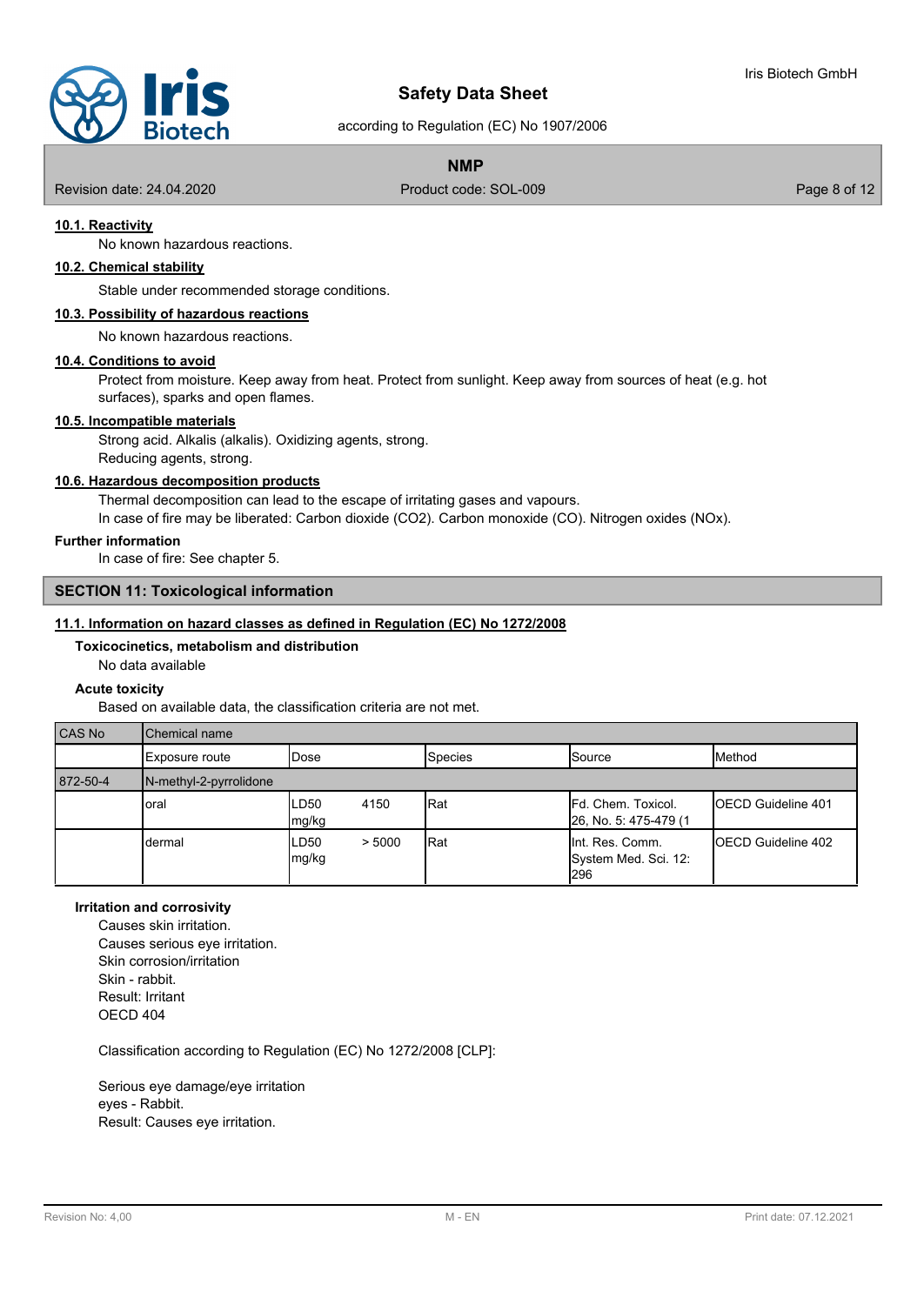#### 10.1. Reactivity

No known hazardous reactions.

#### 10.2. Chemical stability

Stable under recommended storage conditions.

#### 10.3. Possibility of hazardous reactions

No known hazardous reactions.

#### 10.4. Conditions to avoid

Protect from moisture. Keep away from heat. Protect from sunlight. Keep away from sources of heat (e.g. hot surfaces), sparks and open flames.

#### 10.5. Incompatible materials

Strong acid. Alkalis (alkalis). Oxidizing agents, strong.
Reducing agents, strong.

#### 10.6. Hazardous decomposition products

Thermal decomposition can lead to the escape of irritating gases and vapours.
In case of fire may be liberated: Carbon dioxide ($CO_2$). Carbon monoxide (CO). Nitrogen oxides (NOx).

**Further information**

In case of fire: See chapter 5.

## SECTION 11: Toxicological information

#### 11.1. Information on hazard classes as defined in Regulation (EC) No 1272/2008

**Toxicocinetics, metabolism and distribution**

No data available

**Acute toxicity**

Based on available data, the classification criteria are not met.

| CAS No | Chemical name | | | | |
|---|---|---|---|---|---|
| | Exposure route | Dose | Species | Source | Method |
| 872-50-4 | N-methyl-2-pyrrolidone | | | | |
| | oral | LD50 4150 mg/kg | Rat | Fd. Chem. Toxicol. 26, No. 5: 475-479 (1 | OECD Guideline 401 |
| | dermal | LD50 > 5000 mg/kg | Rat | Int. Res. Comm. System Med. Sci. 12: 296 | OECD Guideline 402 |

**Irritation and corrosivity**

Causes skin irritation.
Causes serious eye irritation.
Skin corrosion/irritation
Skin - rabbit.
Result: Irritant
OECD 404

Classification according to Regulation (EC) No 1272/2008 [CLP]:

Serious eye damage/eye irritation
eyes - Rabbit.
Result: Causes eye irritation.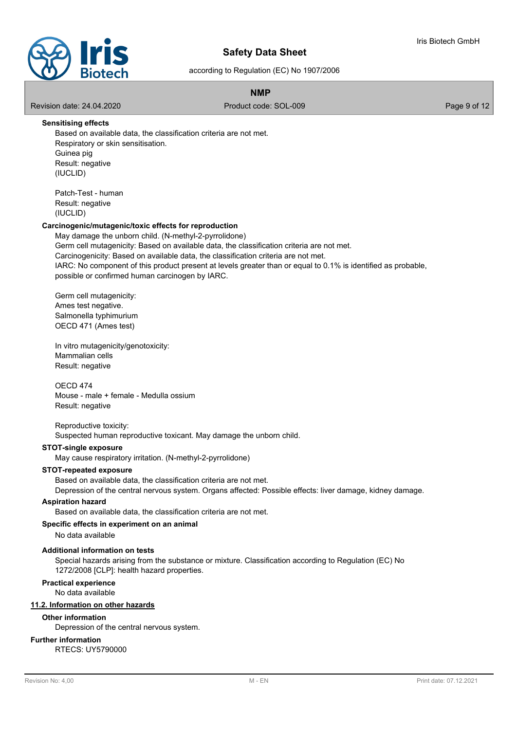**Sensitising effects**

Based on available data, the classification criteria are not met.
Respiratory or skin sensitisation.
Guinea pig
Result: negative
(IUCLID)

Patch-Test - human
Result: negative
(IUCLID)

**Carcinogenic/mutagenic/toxic effects for reproduction**

May damage the unborn child. (N-methyl-2-pyrrolidone)
Germ cell mutagenicity: Based on available data, the classification criteria are not met.
Carcinogenicity: Based on available data, the classification criteria are not met.
IARC: No component of this product present at levels greater than or equal to 0.1% is identified as probable, possible or confirmed human carcinogen by IARC.

Germ cell mutagenicity:
Ames test negative.
Salmonella typhimurium
OECD 471 (Ames test)

In vitro mutagenicity/genotoxicity:
Mammalian cells
Result: negative

OECD 474
Mouse - male + female - Medulla ossium
Result: negative

Reproductive toxicity:
Suspected human reproductive toxicant. May damage the unborn child.

**STOT-single exposure**

May cause respiratory irritation. (N-methyl-2-pyrrolidone)

**STOT-repeated exposure**

Based on available data, the classification criteria are not met.
Depression of the central nervous system. Organs affected: Possible effects: liver damage, kidney damage.

**Aspiration hazard**

Based on available data, the classification criteria are not met.

**Specific effects in experiment on an animal**

No data available

**Additional information on tests**

Special hazards arising from the substance or mixture. Classification according to Regulation (EC) No 1272/2008 [CLP]: health hazard properties.

**Practical experience**

No data available

## 11.2. Information on other hazards

**Other information**

Depression of the central nervous system.

**Further information**

RTECS: UY5790000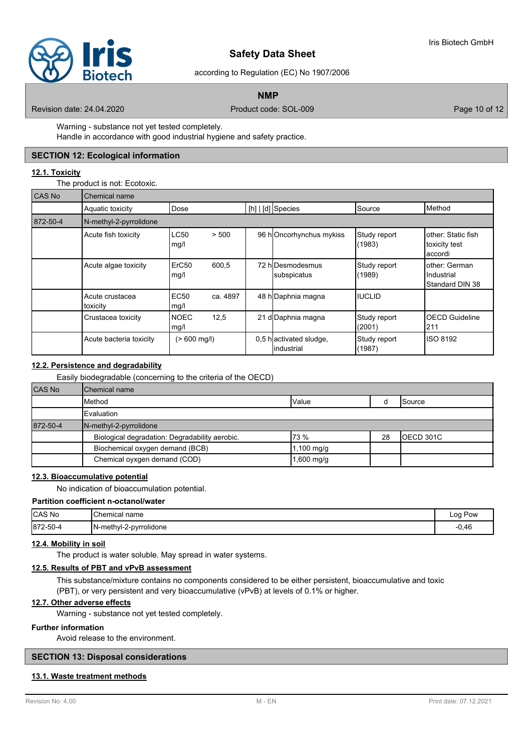Warning - substance not yet tested completely.
Handle in accordance with good industrial hygiene and safety practice.

## SECTION 12: Ecological information

### 12.1. Toxicity

The product is not: Ecotoxic.

| CAS No | Chemical name | | | | | | |
|---|---|---|---|---|---|---|---|
| | Aquatic toxicity | Dose | | [h] \| [d] | Species | Source | Method |
| 872-50-4 | N-methyl-2-pyrrolidone | | | | | | |
| | Acute fish toxicity | LC50 mg/l | > 500 | 96 h | Oncorhynchus mykiss | Study report (1983) | other: Static fish toxicity test accordi |
| | Acute algae toxicity | ErC50 mg/l | 600,5 | 72 h | Desmodesmus subspicatus | Study report (1989) | other: German Industrial Standard DIN 38 |
| | Acute crustacea toxicity | EC50 mg/l | ca. 4897 | 48 h | Daphnia magna | IUCLID | |
| | Crustacea toxicity | NOEC mg/l | 12,5 | 21 d | Daphnia magna | Study report (2001) | OECD Guideline 211 |
| | Acute bacteria toxicity | (> 600 mg/l) | | 0,5 h | activated sludge, industrial | Study report (1987) | ISO 8192 |

### 12.2. Persistence and degradability

Easily biodegradable (concerning to the criteria of the OECD)

| CAS No | Chemical name | | | |
|---|---|---|---|---|
| | Method | Value | d | Source |
| | Evaluation | | | |
| 872-50-4 | N-methyl-2-pyrrolidone | | | |
| | Biological degradation: Degradability aerobic. | 73 % | 28 | OECD 301C |
| | Biochemical oxygen demand (BCB) | 1,100 mg/g | | |
| | Chemical oyxgen demand (COD) | 1,600 mg/g | | |

### 12.3. Bioaccumulative potential

No indication of bioaccumulation potential.

**Partition coefficient n-octanol/water**

| CAS No | Chemical name | Log Pow |
|---|---|---|
| 872-50-4 | N-methyl-2-pyrrolidone | -0,46 |

### 12.4. Mobility in soil

The product is water soluble. May spread in water systems.

### 12.5. Results of PBT and vPvB assessment

This substance/mixture contains no components considered to be either persistent, bioaccumulative and toxic (PBT), or very persistent and very bioaccumulative (vPvB) at levels of 0.1% or higher.

### 12.7. Other adverse effects

Warning - substance not yet tested completely.

**Further information**

Avoid release to the environment.

## SECTION 13: Disposal considerations

### 13.1. Waste treatment methods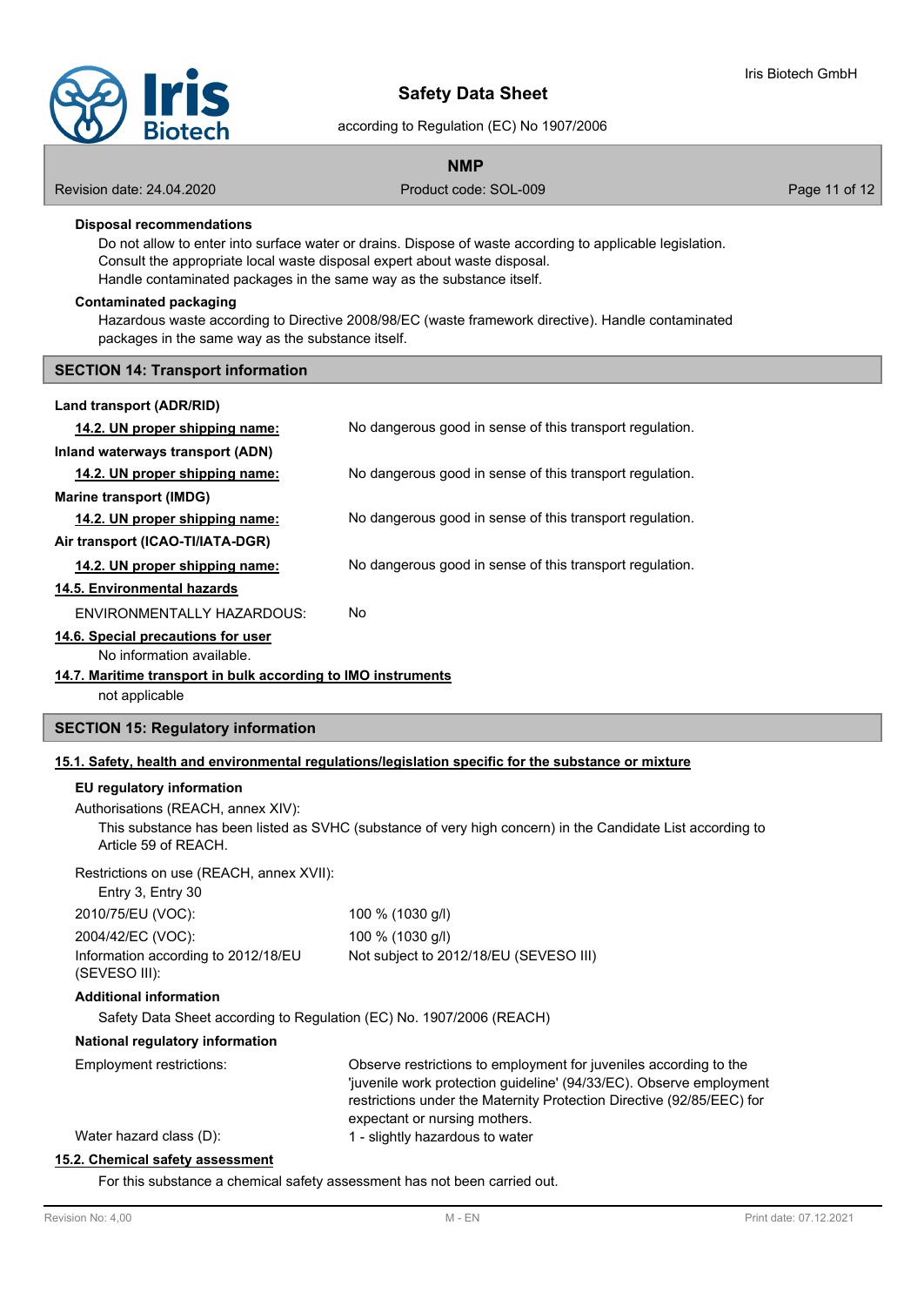**Disposal recommendations**

Do not allow to enter into surface water or drains. Dispose of waste according to applicable legislation.
Consult the appropriate local waste disposal expert about waste disposal.
Handle contaminated packages in the same way as the substance itself.

**Contaminated packaging**

Hazardous waste according to Directive 2008/98/EC (waste framework directive). Handle contaminated packages in the same way as the substance itself.

## SECTION 14: Transport information

**Land transport (ADR/RID)**

| | |
|---|---|
| **14.2. UN proper shipping name:** | No dangerous good in sense of this transport regulation. |

**Inland waterways transport (ADN)**

| | |
|---|---|
| **14.2. UN proper shipping name:** | No dangerous good in sense of this transport regulation. |

**Marine transport (IMDG)**

| | |
|---|---|
| **14.2. UN proper shipping name:** | No dangerous good in sense of this transport regulation. |

**Air transport (ICAO-TI/IATA-DGR)**

| | |
|---|---|
| **14.2. UN proper shipping name:** | No dangerous good in sense of this transport regulation. |

**14.5. Environmental hazards**

| | |
|---|---|
| ENVIRONMENTALLY HAZARDOUS: | No |

**14.6. Special precautions for user**

No information available.

**14.7. Maritime transport in bulk according to IMO instruments**

not applicable

## SECTION 15: Regulatory information

**15.1. Safety, health and environmental regulations/legislation specific for the substance or mixture**

**EU regulatory information**

Authorisations (REACH, annex XIV):

This substance has been listed as SVHC (substance of very high concern) in the Candidate List according to Article 59 of REACH.

Restrictions on use (REACH, annex XVII):

Entry 3, Entry 30

| | |
|---|---|
| 2010/75/EU (VOC): | 100 % (1030 g/l) |
| 2004/42/EC (VOC): | 100 % (1030 g/l) |
| Information according to 2012/18/EU (SEVESO III): | Not subject to 2012/18/EU (SEVESO III) |

**Additional information**

Safety Data Sheet according to Regulation (EC) No. 1907/2006 (REACH)

**National regulatory information**

| | |
|---|---|
| Employment restrictions: | Observe restrictions to employment for juveniles according to the 'juvenile work protection guideline' (94/33/EC). Observe employment restrictions under the Maternity Protection Directive (92/85/EEC) for expectant or nursing mothers. |
| Water hazard class (D): | 1 - slightly hazardous to water |

**15.2. Chemical safety assessment**

For this substance a chemical safety assessment has not been carried out.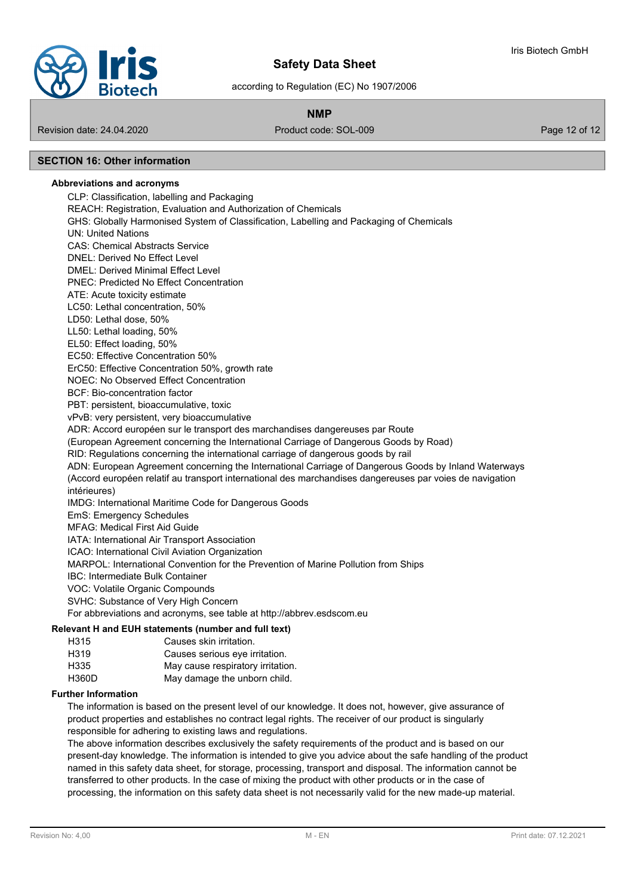## SECTION 16: Other information

**Abbreviations and acronyms**

CLP: Classification, labelling and Packaging
REACH: Registration, Evaluation and Authorization of Chemicals
GHS: Globally Harmonised System of Classification, Labelling and Packaging of Chemicals
UN: United Nations
CAS: Chemical Abstracts Service
DNEL: Derived No Effect Level
DMEL: Derived Minimal Effect Level
PNEC: Predicted No Effect Concentration
ATE: Acute toxicity estimate
LC50: Lethal concentration, 50%
LD50: Lethal dose, 50%
LL50: Lethal loading, 50%
EL50: Effect loading, 50%
EC50: Effective Concentration 50%
ErC50: Effective Concentration 50%, growth rate
NOEC: No Observed Effect Concentration
BCF: Bio-concentration factor
PBT: persistent, bioaccumulative, toxic
vPvB: very persistent, very bioaccumulative
ADR: Accord européen sur le transport des marchandises dangereuses par Route
(European Agreement concerning the International Carriage of Dangerous Goods by Road)
RID: Regulations concerning the international carriage of dangerous goods by rail
ADN: European Agreement concerning the International Carriage of Dangerous Goods by Inland Waterways
(Accord européen relatif au transport international des marchandises dangereuses par voies de navigation intérieures)
IMDG: International Maritime Code for Dangerous Goods
EmS: Emergency Schedules
MFAG: Medical First Aid Guide
IATA: International Air Transport Association
ICAO: International Civil Aviation Organization
MARPOL: International Convention for the Prevention of Marine Pollution from Ships
IBC: Intermediate Bulk Container
VOC: Volatile Organic Compounds
SVHC: Substance of Very High Concern
For abbreviations and acronyms, see table at http://abbrev.esdscom.eu

**Relevant H and EUH statements (number and full text)**

| | |
|---|---|
| H315 | Causes skin irritation. |
| H319 | Causes serious eye irritation. |
| H335 | May cause respiratory irritation. |
| H360D | May damage the unborn child. |

**Further Information**

The information is based on the present level of our knowledge. It does not, however, give assurance of product properties and establishes no contract legal rights. The receiver of our product is singularly responsible for adhering to existing laws and regulations.
The above information describes exclusively the safety requirements of the product and is based on our present-day knowledge. The information is intended to give you advice about the safe handling of the product named in this safety data sheet, for storage, processing, transport and disposal. The information cannot be transferred to other products. In the case of mixing the product with other products or in the case of processing, the information on this safety data sheet is not necessarily valid for the new made-up material.